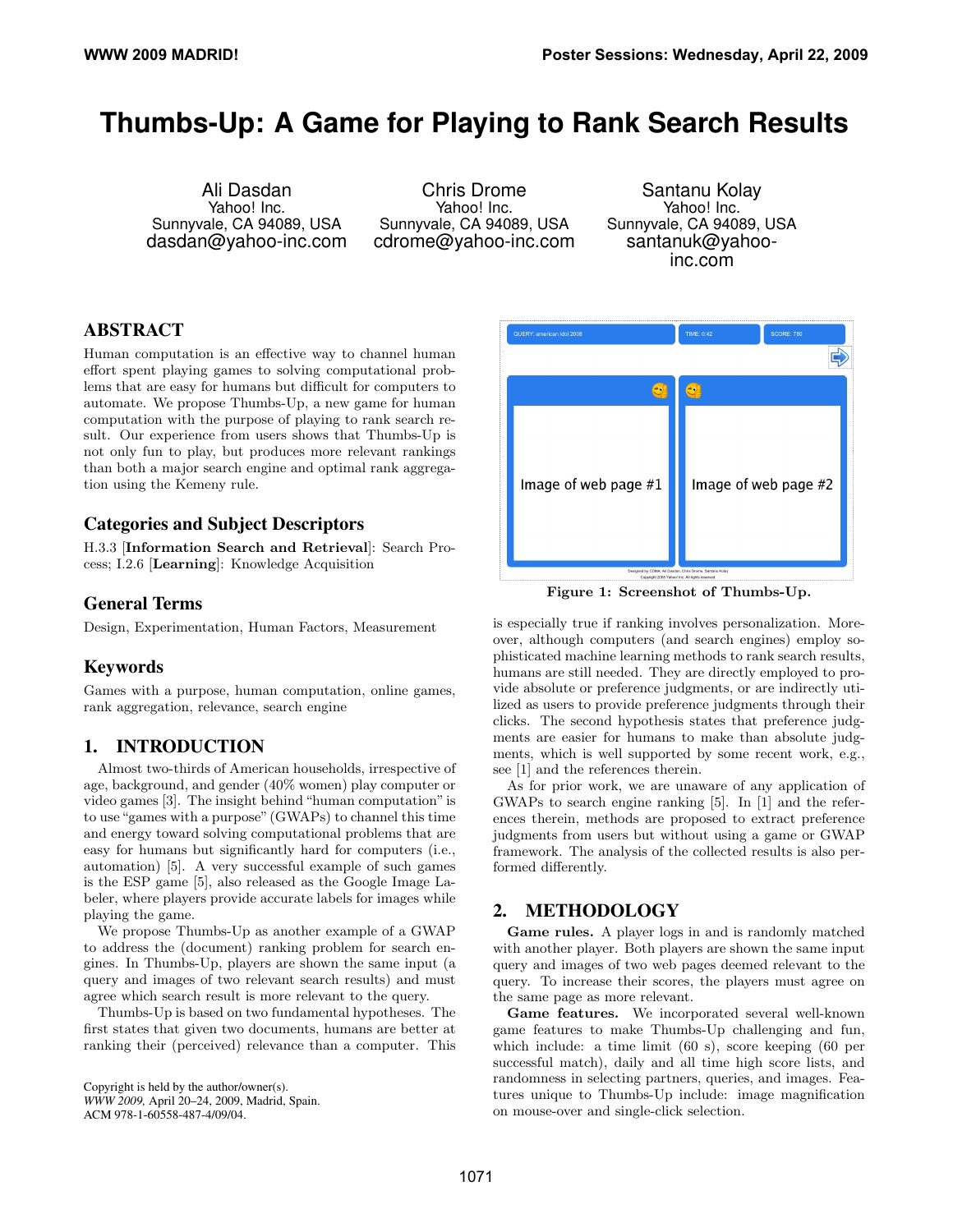# Thumbs-Up: A Game for Playing to Rank Search Results

Ali Dasdan
Yahoo! Inc.
Sunnyvale, CA 94089, USA
dasdan@yahoo-inc.com

Chris Drome
Yahoo! Inc.
Sunnyvale, CA 94089, USA
cdrome@yahoo-inc.com

Santanu Kolay
Yahoo! Inc.
Sunnyvale, CA 94089, USA
santanuk@yahoo-inc.com

## ABSTRACT

Human computation is an effective way to channel human effort spent playing games to solving computational problems that are easy for humans but difficult for computers to automate. We propose Thumbs-Up, a new game for human computation with the purpose of playing to rank search result. Our experience from users shows that Thumbs-Up is not only fun to play, but produces more relevant rankings than both a major search engine and optimal rank aggregation using the Kemeny rule.

## Categories and Subject Descriptors

H.3.3 [**Information Search and Retrieval**]: Search Process; I.2.6 [**Learning**]: Knowledge Acquisition

## General Terms

Design, Experimentation, Human Factors, Measurement

## Keywords

Games with a purpose, human computation, online games, rank aggregation, relevance, search engine

## 1. INTRODUCTION

Almost two-thirds of American households, irrespective of age, background, and gender (40% women) play computer or video games [3]. The insight behind "human computation" is to use "games with a purpose" (GWAPs) to channel this time and energy toward solving computational problems that are easy for humans but significantly hard for computers (i.e., automation) [5]. A very successful example of such games is the ESP game [5], also released as the Google Image Labeler, where players provide accurate labels for images while playing the game.

We propose Thumbs-Up as another example of a GWAP to address the (document) ranking problem for search engines. In Thumbs-Up, players are shown the same input (a query and images of two relevant search results) and must agree which search result is more relevant to the query.

Thumbs-Up is based on two fundamental hypotheses. The first states that given two documents, humans are better at ranking their (perceived) relevance than a computer. This is especially true if ranking involves personalization. Moreover, although computers (and search engines) employ sophisticated machine learning methods to rank search results, humans are still needed. They are directly employed to provide absolute or preference judgments, or are indirectly utilized as users to provide preference judgments through their clicks. The second hypothesis states that preference judgments are easier for humans to make than absolute judgments, which is well supported by some recent work, e.g., see [1] and the references therein.

As for prior work, we are unaware of any application of GWAPs to search engine ranking [5]. In [1] and the references therein, methods are proposed to extract preference judgments from users but without using a game or GWAP framework. The analysis of the collected results is also performed differently.

QUERY: american idol 2008 | TIME: 0:42 | SCORE: 780

Image of web page #1 | Image of web page #2

Designed by CDMA: Ali Dasdan, Chris Drome, Santanu Kolay
Copyright 2008 Yahoo! Inc. All rights reserved.

**Figure 1: Screenshot of Thumbs-Up.**

## 2. METHODOLOGY

**Game rules.** A player logs in and is randomly matched with another player. Both players are shown the same input query and images of two web pages deemed relevant to the query. To increase their scores, the players must agree on the same page as more relevant.

**Game features.** We incorporated several well-known game features to make Thumbs-Up challenging and fun, which include: a time limit (60 s), score keeping (60 per successful match), daily and all time high score lists, and randomness in selecting partners, queries, and images. Features unique to Thumbs-Up include: image magnification on mouse-over and single-click selection.

Copyright is held by the author/owner(s).
*WWW 2009,* April 20–24, 2009, Madrid, Spain.
ACM 978-1-60558-487-4/09/04.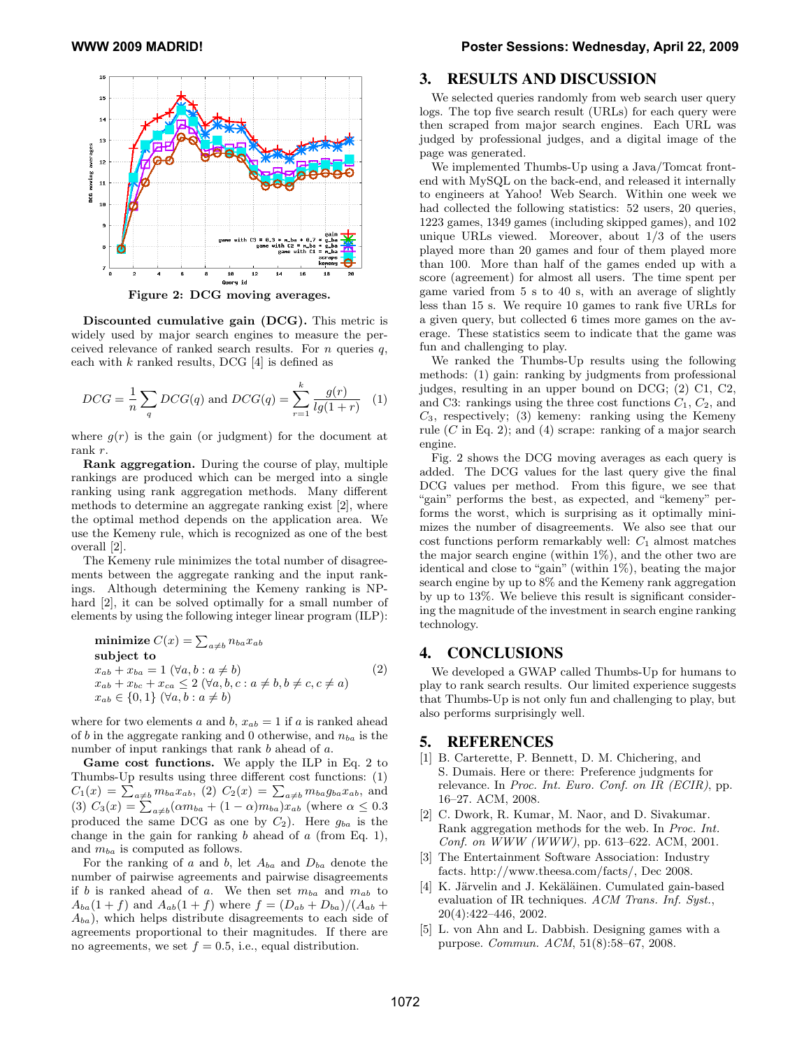16
15
14
13
12
11
10
9
8
7

DCG moving averages

0 2 4 6 8 10 12 14 16 18 20

Query id

gain
game with C3 = 0.3 * m_ba + 0.7 * g_ba
game with C2 = m_ba * g_ba
game with C1 = m_ba
scrape
kemeny

**Figure 2: DCG moving averages.**

**Discounted cumulative gain (DCG).** This metric is widely used by major search engines to measure the perceived relevance of ranked search results. For $n$ queries $q$, each with $k$ ranked results, DCG [4] is defined as

$$DCG = \frac{1}{n}\sum_{q} DCG(q) \text{ and } DCG(q) = \sum_{r=1}^{k} \frac{g(r)}{lg(1+r)} \quad (1)$$

where $g(r)$ is the gain (or judgment) for the document at rank $r$.

**Rank aggregation.** During the course of play, multiple rankings are produced which can be merged into a single ranking using rank aggregation methods. Many different methods to determine an aggregate ranking exist [2], where the optimal method depends on the application area. We use the Kemeny rule, which is recognized as one of the best overall [2].

The Kemeny rule minimizes the total number of disagreements between the aggregate ranking and the input rankings. Although determining the Kemeny ranking is NP-hard [2], it can be solved optimally for a small number of elements by using the following integer linear program (ILP):

$$\begin{array}{ll} \textbf{minimize } C(x) = \sum_{a \neq b} n_{ba} x_{ab} & \\ \textbf{subject to} & \\ x_{ab} + x_{ba} = 1 \ (\forall a, b : a \neq b) & (2) \\ x_{ab} + x_{bc} + x_{ca} \leq 2 \ (\forall a, b, c : a \neq b, b \neq c, c \neq a) & \\ x_{ab} \in \{0, 1\} \ (\forall a, b : a \neq b) & \end{array}$$

where for two elements $a$ and $b$, $x_{ab} = 1$ if $a$ is ranked ahead of $b$ in the aggregate ranking and 0 otherwise, and $n_{ba}$ is the number of input rankings that rank $b$ ahead of $a$.

**Game cost functions.** We apply the ILP in Eq. 2 to Thumbs-Up results using three different cost functions: (1) $C_1(x) = \sum_{a \neq b} m_{ba} x_{ab}$, (2) $C_2(x) = \sum_{a \neq b} m_{ba} g_{ba} x_{ab}$, and (3) $C_3(x) = \sum_{a \neq b} (\alpha m_{ba} + (1-\alpha) m_{ba}) x_{ab}$ (where $\alpha \leq 0.3$ produced the same DCG as one by $C_2$). Here $g_{ba}$ is the change in the gain for ranking $b$ ahead of $a$ (from Eq. 1), and $m_{ba}$ is computed as follows.

For the ranking of $a$ and $b$, let $A_{ba}$ and $D_{ba}$ denote the number of pairwise agreements and pairwise disagreements if $b$ is ranked ahead of $a$. We then set $m_{ba}$ and $m_{ab}$ to $A_{ba}(1+f)$ and $A_{ab}(1+f)$ where $f = (D_{ab} + D_{ba})/(A_{ab} + A_{ba})$, which helps distribute disagreements to each side of agreements proportional to their magnitudes. If there are no agreements, we set $f = 0.5$, i.e., equal distribution.

# 3. RESULTS AND DISCUSSION

We selected queries randomly from web search user query logs. The top five search result (URLs) for each query were then scraped from major search engines. Each URL was judged by professional judges, and a digital image of the page was generated.

We implemented Thumbs-Up using a Java/Tomcat front-end with MySQL on the back-end, and released it internally to engineers at Yahoo! Web Search. Within one week we had collected the following statistics: 52 users, 20 queries, 1223 games, 1349 games (including skipped games), and 102 unique URLs viewed. Moreover, about 1/3 of the users played more than 20 games and four of them played more than 100. More than half of the games ended up with a score (agreement) for almost all users. The time spent per game varied from 5 s to 40 s, with an average of slightly less than 15 s. We require 10 games to rank five URLs for a given query, but collected 6 times more games on the average. These statistics seem to indicate that the game was fun and challenging to play.

We ranked the Thumbs-Up results using the following methods: (1) gain: ranking by judgments from professional judges, resulting in an upper bound on DCG; (2) C1, C2, and C3: rankings using the three cost functions $C_1$, $C_2$, and $C_3$, respectively; (3) kemeny: ranking using the Kemeny rule ($C$ in Eq. 2); and (4) scrape: ranking of a major search engine.

Fig. 2 shows the DCG moving averages as each query is added. The DCG values for the last query give the final DCG values per method. From this figure, we see that "gain" performs the best, as expected, and "kemeny" performs the worst, which is surprising as it optimally minimizes the number of disagreements. We also see that our cost functions perform remarkably well: $C_1$ almost matches the major search engine (within 1%), and the other two are identical and close to "gain" (within 1%), beating the major search engine by up to 8% and the Kemeny rank aggregation by up to 13%. We believe this result is significant considering the magnitude of the investment in search engine ranking technology.

# 4. CONCLUSIONS

We developed a GWAP called Thumbs-Up for humans to play to rank search results. Our limited experience suggests that Thumbs-Up is not only fun and challenging to play, but also performs surprisingly well.

# 5. REFERENCES

[1] B. Carterette, P. Bennett, D. M. Chichering, and S. Dumais. Here or there: Preference judgments for relevance. In *Proc. Int. Euro. Conf. on IR (ECIR)*, pp. 16–27. ACM, 2008.

[2] C. Dwork, R. Kumar, M. Naor, and D. Sivakumar. Rank aggregation methods for the web. In *Proc. Int. Conf. on WWW (WWW)*, pp. 613–622. ACM, 2001.

[3] The Entertainment Software Association: Industry facts. http://www.theesa.com/facts/, Dec 2008.

[4] K. Järvelin and J. Kekäläinen. Cumulated gain-based evaluation of IR techniques. *ACM Trans. Inf. Syst.*, 20(4):422–446, 2002.

[5] L. von Ahn and L. Dabbish. Designing games with a purpose. *Commun. ACM*, 51(8):58–67, 2008.